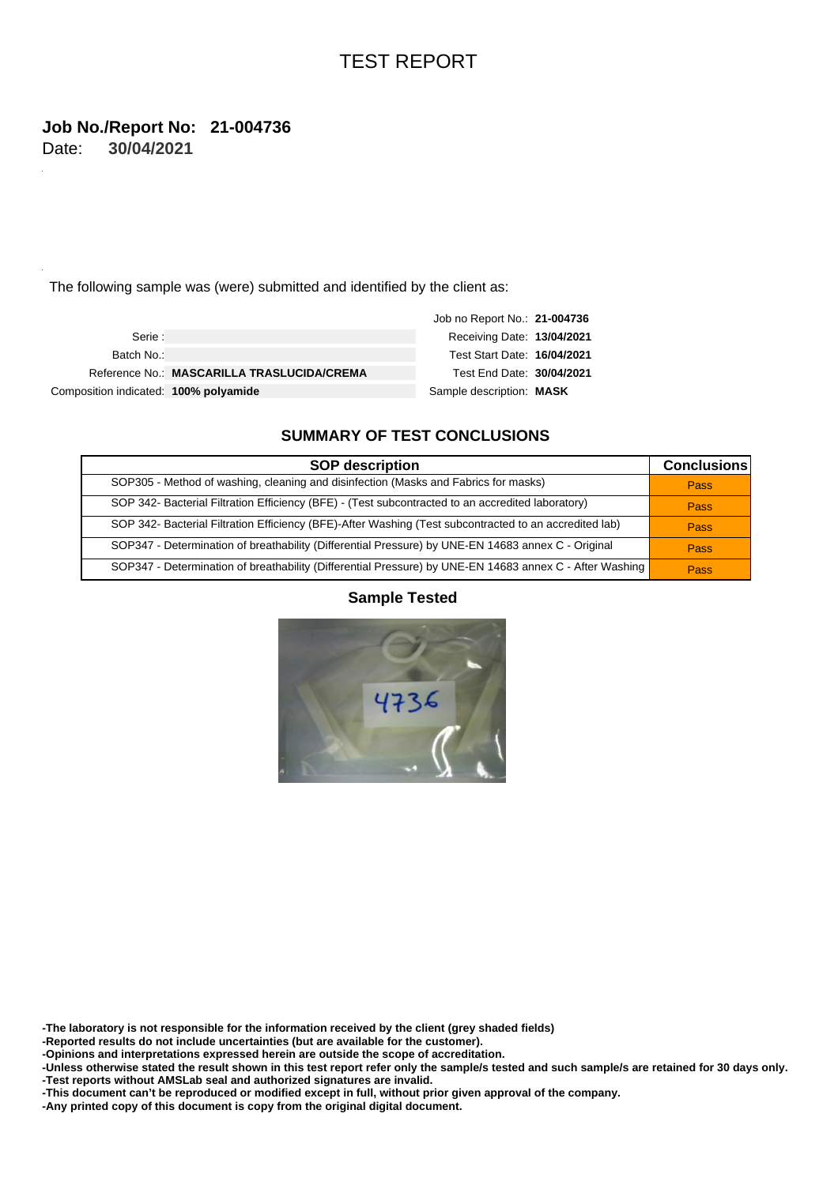# TEST REPORT

**Job No./Report No: 21-004736**
Date: **30/04/2021**

The following sample was (were) submitted and identified by the client as:

| | | | |
|---|---|---|---|
| Serie : | | Job no Report No.: | **21-004736** |
| Batch No.: | | Receiving Date: | **13/04/2021** |
| Reference No.: | **MASCARILLA TRASLUCIDA/CREMA** | Test Start Date: | **16/04/2021** |
| Composition indicated: | **100% polyamide** | Test End Date: | **30/04/2021** |
| | | Sample description: | **MASK** |

## SUMMARY OF TEST CONCLUSIONS

| SOP description | Conclusions |
|---|---|
| SOP305 - Method of washing, cleaning and disinfection (Masks and Fabrics for masks) | Pass |
| SOP 342- Bacterial Filtration Efficiency (BFE) - (Test subcontracted to an accredited laboratory) | Pass |
| SOP 342- Bacterial Filtration Efficiency (BFE)-After Washing (Test subcontracted to an accredited lab) | Pass |
| SOP347 - Determination of breathability (Differential Pressure) by UNE-EN 14683 annex C - Original | Pass |
| SOP347 - Determination of breathability (Differential Pressure) by UNE-EN 14683 annex C - After Washing | Pass |

**Sample Tested**

**-The laboratory is not responsible for the information received by the client (grey shaded fields)**
**-Reported results do not include uncertainties (but are available for the customer).**
**-Opinions and interpretations expressed herein are outside the scope of accreditation.**
**-Unless otherwise stated the result shown in this test report refer only the sample/s tested and such sample/s are retained for 30 days only.**
**-Test reports without AMSLab seal and authorized signatures are invalid.**
**-This document can't be reproduced or modified except in full, without prior given approval of the company.**
**-Any printed copy of this document is copy from the original digital document.**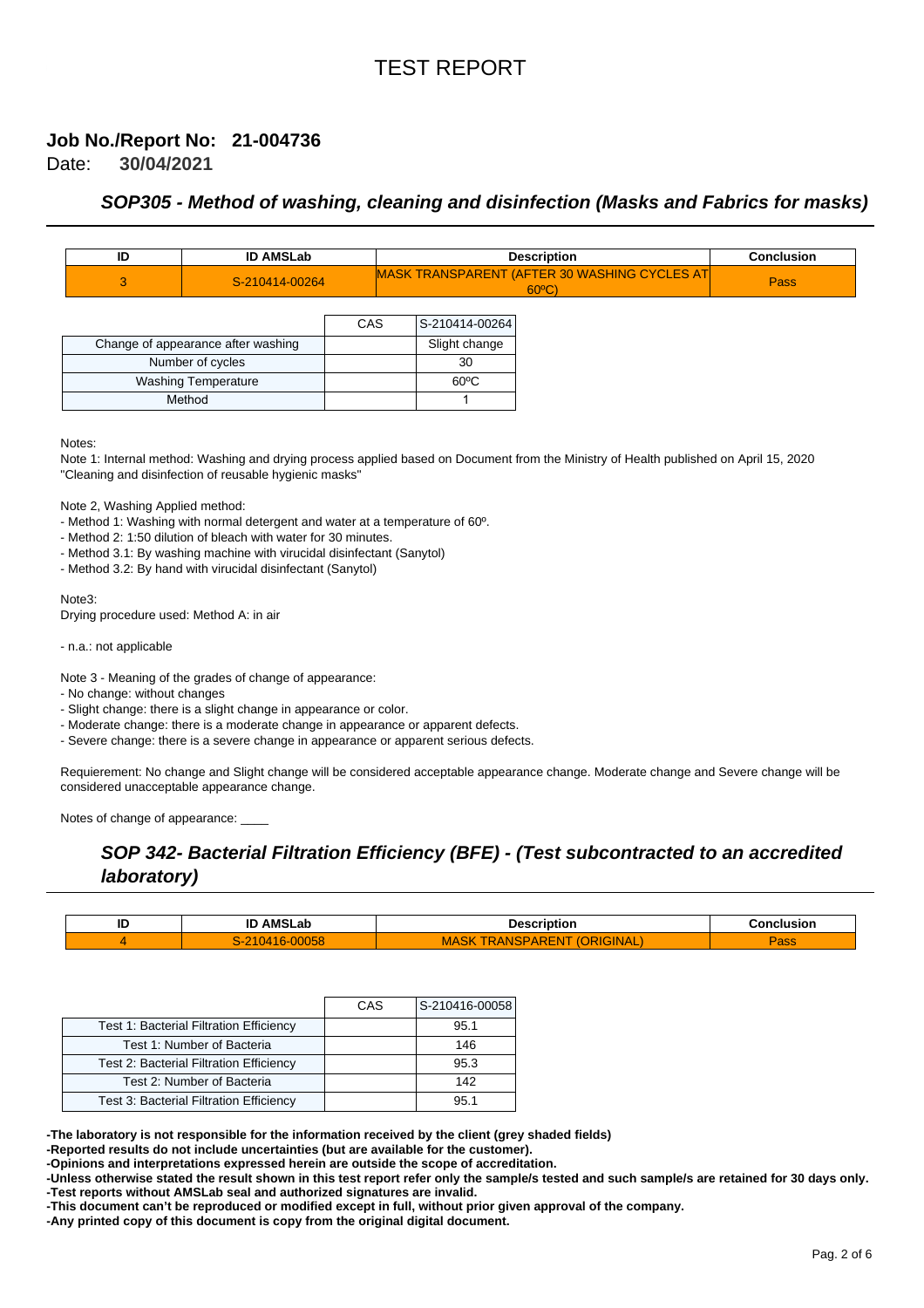# TEST REPORT

**Job No./Report No: 21-004736**

Date: **30/04/2021**

## *SOP305 - Method of washing, cleaning and disinfection (Masks and Fabrics for masks)*

| ID | ID AMSLab | Description | Conclusion |
|---|---|---|---|
| 3 | S-210414-00264 | MASK TRANSPARENT (AFTER 30 WASHING CYCLES AT 60ºC) | Pass |

| | CAS | S-210414-00264 |
|---|---|---|
| Change of appearance after washing | | Slight change |
| Number of cycles | | 30 |
| Washing Temperature | | 60ºC |
| Method | | 1 |

Notes:

Note 1: Internal method: Washing and drying process applied based on Document from the Ministry of Health published on April 15, 2020 "Cleaning and disinfection of reusable hygienic masks"

Note 2, Washing Applied method:

- Method 1: Washing with normal detergent and water at a temperature of 60º.
- Method 2: 1:50 dilution of bleach with water for 30 minutes.
- Method 3.1: By washing machine with virucidal disinfectant (Sanytol)
- Method 3.2: By hand with virucidal disinfectant (Sanytol)

Note3:

Drying procedure used: Method A: in air

- n.a.: not applicable

Note 3 - Meaning of the grades of change of appearance:

- No change: without changes
- Slight change: there is a slight change in appearance or color.
- Moderate change: there is a moderate change in appearance or apparent defects.
- Severe change: there is a severe change in appearance or apparent serious defects.

Requierement: No change and Slight change will be considered acceptable appearance change. Moderate change and Severe change will be considered unacceptable appearance change.

Notes of change of appearance: ____

## *SOP 342- Bacterial Filtration Efficiency (BFE) - (Test subcontracted to an accredited laboratory)*

| ID | ID AMSLab | Description | Conclusion |
|---|---|---|---|
| 4 | S-210416-00058 | MASK TRANSPARENT (ORIGINAL) | Pass |

| | CAS | S-210416-00058 |
|---|---|---|
| Test 1: Bacterial Filtration Efficiency | | 95.1 |
| Test 1: Number of Bacteria | | 146 |
| Test 2: Bacterial Filtration Efficiency | | 95.3 |
| Test 2: Number of Bacteria | | 142 |
| Test 3: Bacterial Filtration Efficiency | | 95.1 |

**-The laboratory is not responsible for the information received by the client (grey shaded fields)**
**-Reported results do not include uncertainties (but are available for the customer).**
**-Opinions and interpretations expressed herein are outside the scope of accreditation.**
**-Unless otherwise stated the result shown in this test report refer only the sample/s tested and such sample/s are retained for 30 days only.**
**-Test reports without AMSLab seal and authorized signatures are invalid.**
**-This document can't be reproduced or modified except in full, without prior given approval of the company.**
**-Any printed copy of this document is copy from the original digital document.**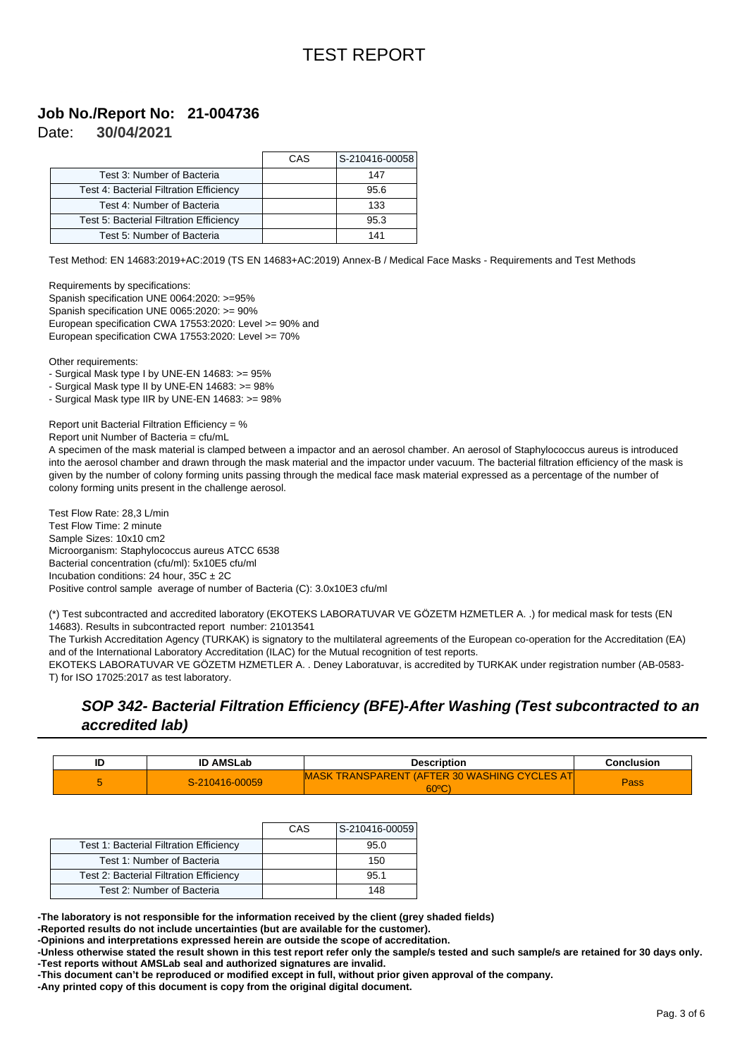# TEST REPORT

## Job No./Report No: 21-004736

Date: **30/04/2021**

| | CAS | S-210416-00058 |
|---|---|---|
| Test 3: Number of Bacteria | | 147 |
| Test 4: Bacterial Filtration Efficiency | | 95.6 |
| Test 4: Number of Bacteria | | 133 |
| Test 5: Bacterial Filtration Efficiency | | 95.3 |
| Test 5: Number of Bacteria | | 141 |

Test Method: EN 14683:2019+AC:2019 (TS EN 14683+AC:2019) Annex-B / Medical Face Masks - Requirements and Test Methods

Requirements by specifications:
Spanish specification UNE 0064:2020: >=95%
Spanish specification UNE 0065:2020: >= 90%
European specification CWA 17553:2020: Level >= 90% and
European specification CWA 17553:2020: Level >= 70%

Other requirements:
- Surgical Mask type I by UNE-EN 14683: >= 95%
- Surgical Mask type II by UNE-EN 14683: >= 98%
- Surgical Mask type IIR by UNE-EN 14683: >= 98%

Report unit Bacterial Filtration Efficiency = %
Report unit Number of Bacteria = cfu/mL
A specimen of the mask material is clamped between a impactor and an aerosol chamber. An aerosol of Staphylococcus aureus is introduced into the aerosol chamber and drawn through the mask material and the impactor under vacuum. The bacterial filtration efficiency of the mask is given by the number of colony forming units passing through the medical face mask material expressed as a percentage of the number of colony forming units present in the challenge aerosol.

Test Flow Rate: 28,3 L/min
Test Flow Time: 2 minute
Sample Sizes: 10x10 cm2
Microorganism: Staphylococcus aureus ATCC 6538
Bacterial concentration (cfu/ml): 5x10E5 cfu/ml
Incubation conditions: 24 hour, 35C ± 2C
Positive control sample average of number of Bacteria (C): 3.0x10E3 cfu/ml

(*) Test subcontracted and accredited laboratory (EKOTEKS LABORATUVAR VE GÖZETM HZMETLER A. .) for medical mask for tests (EN 14683). Results in subcontracted report number: 21013541
The Turkish Accreditation Agency (TURKAK) is signatory to the multilateral agreements of the European co-operation for the Accreditation (EA) and of the International Laboratory Accreditation (ILAC) for the Mutual recognition of test reports.
EKOTEKS LABORATUVAR VE GÖZETM HZMETLER A. . Deney Laboratuvar, is accredited by TURKAK under registration number (AB-0583-T) for ISO 17025:2017 as test laboratory.

## *SOP 342- Bacterial Filtration Efficiency (BFE)-After Washing (Test subcontracted to an accredited lab)*

| ID | ID AMSLab | Description | Conclusion |
|---|---|---|---|
| 5 | S-210416-00059 | MASK TRANSPARENT (AFTER 30 WASHING CYCLES AT 60ºC) | Pass |

| | CAS | S-210416-00059 |
|---|---|---|
| Test 1: Bacterial Filtration Efficiency | | 95.0 |
| Test 1: Number of Bacteria | | 150 |
| Test 2: Bacterial Filtration Efficiency | | 95.1 |
| Test 2: Number of Bacteria | | 148 |

**-The laboratory is not responsible for the information received by the client (grey shaded fields)**
**-Reported results do not include uncertainties (but are available for the customer).**
**-Opinions and interpretations expressed herein are outside the scope of accreditation.**
**-Unless otherwise stated the result shown in this test report refer only the sample/s tested and such sample/s are retained for 30 days only.**
**-Test reports without AMSLab seal and authorized signatures are invalid.**
**-This document can't be reproduced or modified except in full, without prior given approval of the company.**
**-Any printed copy of this document is copy from the original digital document.**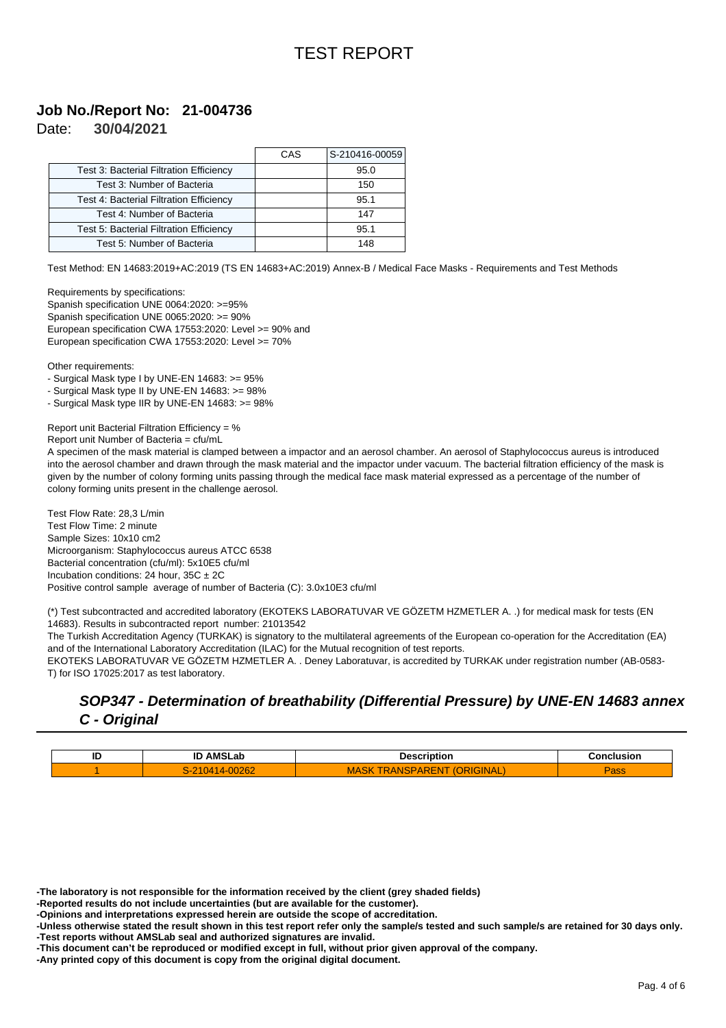# TEST REPORT

## Job No./Report No: 21-004736

Date: **30/04/2021**

| | CAS | S-210416-00059 |
|---|---|---|
| Test 3: Bacterial Filtration Efficiency | | 95.0 |
| Test 3: Number of Bacteria | | 150 |
| Test 4: Bacterial Filtration Efficiency | | 95.1 |
| Test 4: Number of Bacteria | | 147 |
| Test 5: Bacterial Filtration Efficiency | | 95.1 |
| Test 5: Number of Bacteria | | 148 |

Test Method: EN 14683:2019+AC:2019 (TS EN 14683+AC:2019) Annex-B / Medical Face Masks - Requirements and Test Methods

Requirements by specifications:
Spanish specification UNE 0064:2020: >=95%
Spanish specification UNE 0065:2020: >= 90%
European specification CWA 17553:2020: Level >= 90% and
European specification CWA 17553:2020: Level >= 70%

Other requirements:
- Surgical Mask type I by UNE-EN 14683: >= 95%
- Surgical Mask type II by UNE-EN 14683: >= 98%
- Surgical Mask type IIR by UNE-EN 14683: >= 98%

Report unit Bacterial Filtration Efficiency = %
Report unit Number of Bacteria = cfu/mL
A specimen of the mask material is clamped between a impactor and an aerosol chamber. An aerosol of Staphylococcus aureus is introduced into the aerosol chamber and drawn through the mask material and the impactor under vacuum. The bacterial filtration efficiency of the mask is given by the number of colony forming units passing through the medical face mask material expressed as a percentage of the number of colony forming units present in the challenge aerosol.

Test Flow Rate: 28,3 L/min
Test Flow Time: 2 minute
Sample Sizes: 10x10 cm2
Microorganism: Staphylococcus aureus ATCC 6538
Bacterial concentration (cfu/ml): 5x10E5 cfu/ml
Incubation conditions: 24 hour, 35C ± 2C
Positive control sample average of number of Bacteria (C): 3.0x10E3 cfu/ml

(*) Test subcontracted and accredited laboratory (EKOTEKS LABORATUVAR VE GÖZETM HZMETLER A. .) for medical mask for tests (EN 14683). Results in subcontracted report number: 21013542
The Turkish Accreditation Agency (TURKAK) is signatory to the multilateral agreements of the European co-operation for the Accreditation (EA) and of the International Laboratory Accreditation (ILAC) for the Mutual recognition of test reports.
EKOTEKS LABORATUVAR VE GÖZETM HZMETLER A. . Deney Laboratuvar, is accredited by TURKAK under registration number (AB-0583-T) for ISO 17025:2017 as test laboratory.

## *SOP347 - Determination of breathability (Differential Pressure) by UNE-EN 14683 annex C - Original*

| ID | ID AMSLab | Description | Conclusion |
|---|---|---|---|
| 1 | S-210414-00262 | MASK TRANSPARENT (ORIGINAL) | Pass |

**-The laboratory is not responsible for the information received by the client (grey shaded fields)**
**-Reported results do not include uncertainties (but are available for the customer).**
**-Opinions and interpretations expressed herein are outside the scope of accreditation.**
**-Unless otherwise stated the result shown in this test report refer only the sample/s tested and such sample/s are retained for 30 days only.**
**-Test reports without AMSLab seal and authorized signatures are invalid.**
**-This document can't be reproduced or modified except in full, without prior given approval of the company.**
**-Any printed copy of this document is copy from the original digital document.**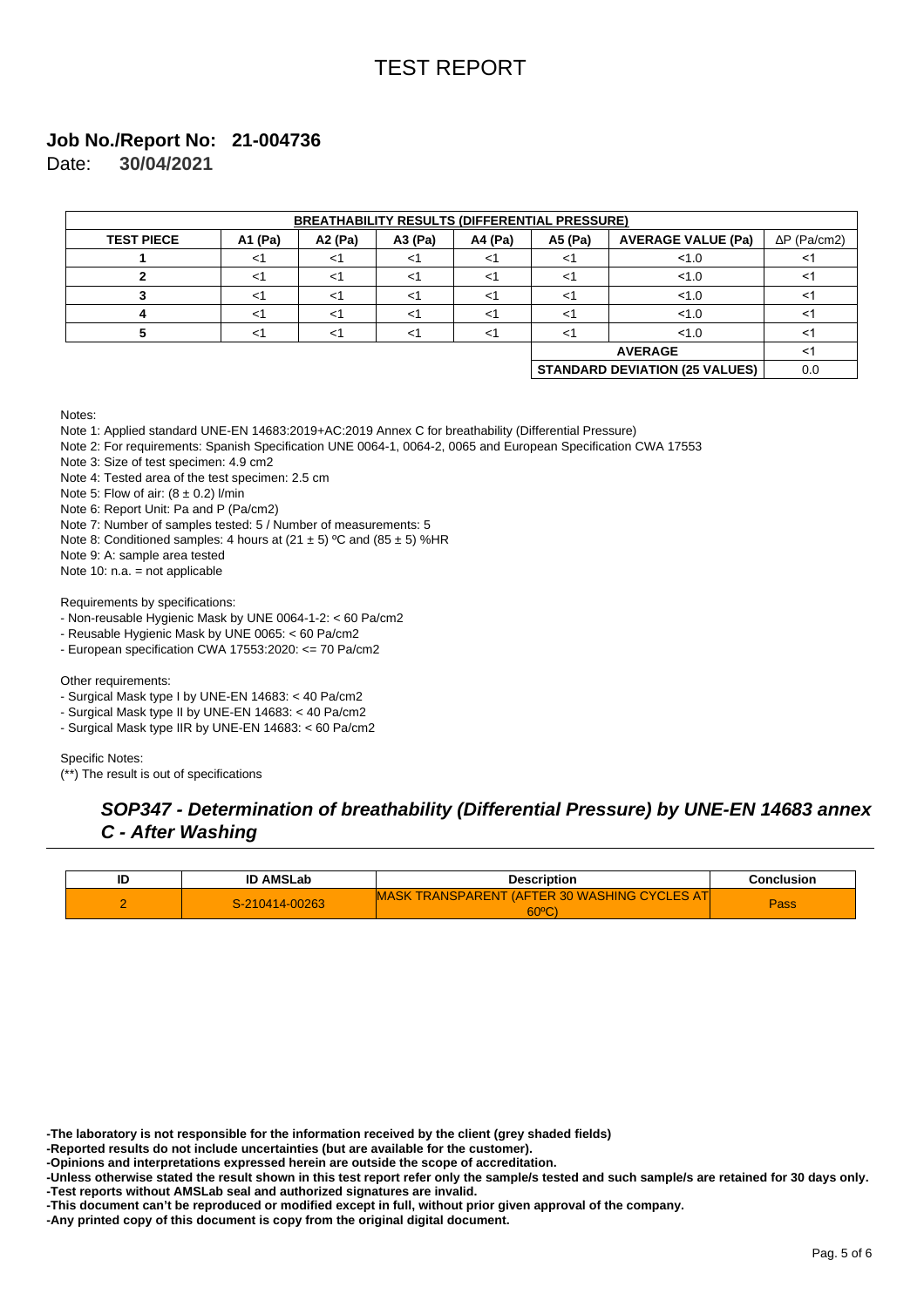# TEST REPORT

**Job No./Report No: 21-004736**

Date: **30/04/2021**

| BREATHABILITY RESULTS (DIFFERENTIAL PRESSURE) | | | | | | | |
|---|---|---|---|---|---|---|---|
| **TEST PIECE** | **A1 (Pa)** | **A2 (Pa)** | **A3 (Pa)** | **A4 (Pa)** | **A5 (Pa)** | **AVERAGE VALUE (Pa)** | **ΔP (Pa/cm2)** |
| **1** | <1 | <1 | <1 | <1 | <1 | <1.0 | <1 |
| **2** | <1 | <1 | <1 | <1 | <1 | <1.0 | <1 |
| **3** | <1 | <1 | <1 | <1 | <1 | <1.0 | <1 |
| **4** | <1 | <1 | <1 | <1 | <1 | <1.0 | <1 |
| **5** | <1 | <1 | <1 | <1 | <1 | <1.0 | <1 |
| | | | | | | **AVERAGE** | <1 |
| | | | | | | **STANDARD DEVIATION (25 VALUES)** | 0.0 |

Notes:

Note 1: Applied standard UNE-EN 14683:2019+AC:2019 Annex C for breathability (Differential Pressure)

Note 2: For requirements: Spanish Specification UNE 0064-1, 0064-2, 0065 and European Specification CWA 17553

Note 3: Size of test specimen: 4.9 cm2

Note 4: Tested area of the test specimen: 2.5 cm

Note 5: Flow of air: (8 ± 0.2) l/min

Note 6: Report Unit: Pa and P (Pa/cm2)

Note 7: Number of samples tested: 5 / Number of measurements: 5

Note 8: Conditioned samples: 4 hours at (21 ± 5) ºC and (85 ± 5) %HR

Note 9: A: sample area tested

Note 10: n.a. = not applicable

Requirements by specifications:

- Non-reusable Hygienic Mask by UNE 0064-1-2: < 60 Pa/cm2
- Reusable Hygienic Mask by UNE 0065: < 60 Pa/cm2
- European specification CWA 17553:2020: <= 70 Pa/cm2

Other requirements:

- Surgical Mask type I by UNE-EN 14683: < 40 Pa/cm2
- Surgical Mask type II by UNE-EN 14683: < 40 Pa/cm2
- Surgical Mask type IIR by UNE-EN 14683: < 60 Pa/cm2

Specific Notes:

(**) The result is out of specifications

## *SOP347 - Determination of breathability (Differential Pressure) by UNE-EN 14683 annex C - After Washing*

| ID | ID AMSLab | Description | Conclusion |
|---|---|---|---|
| 2 | S-210414-00263 | MASK TRANSPARENT (AFTER 30 WASHING CYCLES AT 60ºC) | Pass |

**-The laboratory is not responsible for the information received by the client (grey shaded fields)**
**-Reported results do not include uncertainties (but are available for the customer).**
**-Opinions and interpretations expressed herein are outside the scope of accreditation.**
**-Unless otherwise stated the result shown in this test report refer only the sample/s tested and such sample/s are retained for 30 days only.**
**-Test reports without AMSLab seal and authorized signatures are invalid.**
**-This document can't be reproduced or modified except in full, without prior given approval of the company.**
**-Any printed copy of this document is copy from the original digital document.**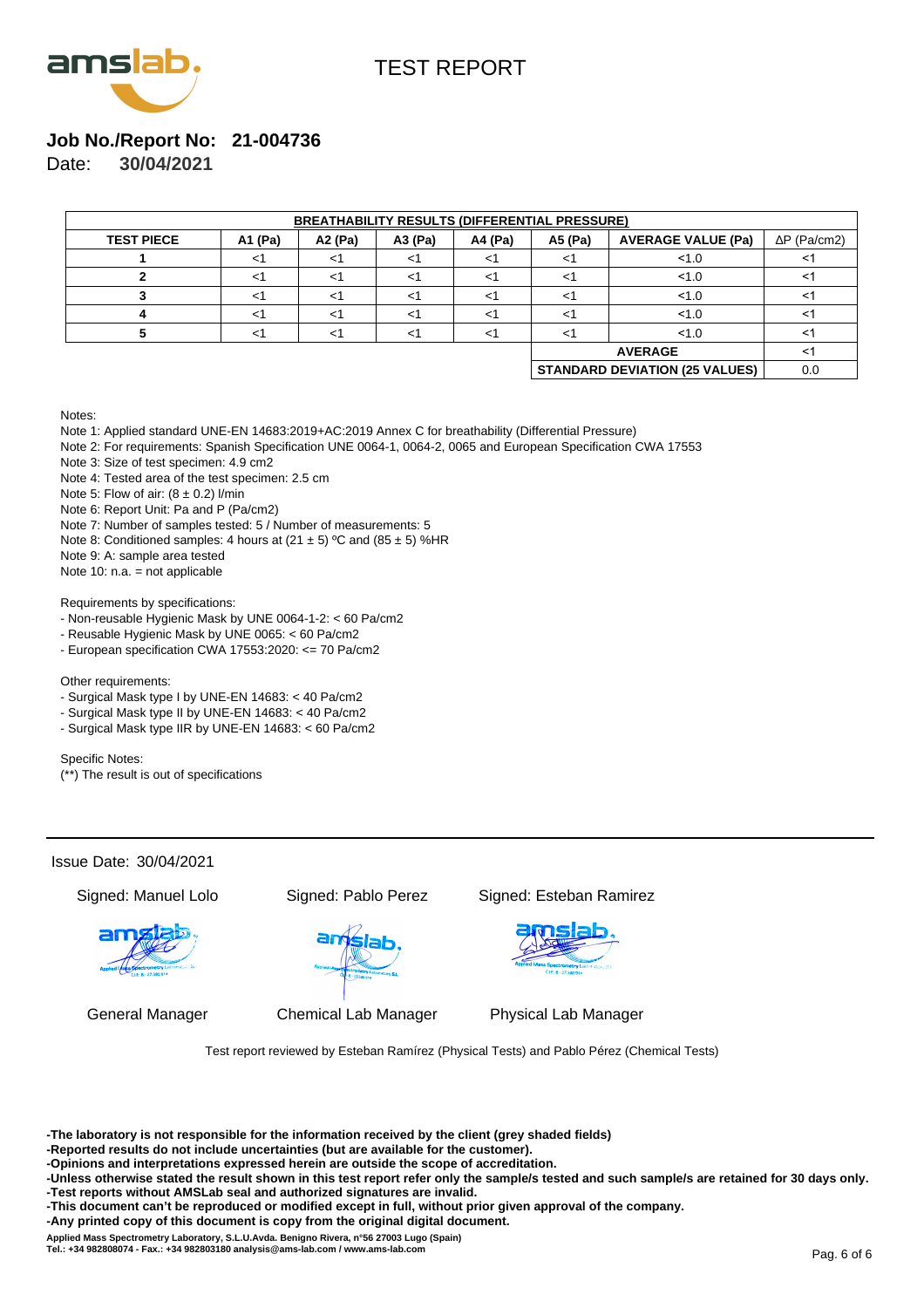# TEST REPORT

**Job No./Report No: 21-004736**

Date: **30/04/2021**

| BREATHABILITY RESULTS (DIFFERENTIAL PRESSURE) | | | | | | | |
|---|---|---|---|---|---|---|---|
| **TEST PIECE** | **A1 (Pa)** | **A2 (Pa)** | **A3 (Pa)** | **A4 (Pa)** | **A5 (Pa)** | **AVERAGE VALUE (Pa)** | **ΔP (Pa/cm2)** |
| **1** | <1 | <1 | <1 | <1 | <1 | <1.0 | <1 |
| **2** | <1 | <1 | <1 | <1 | <1 | <1.0 | <1 |
| **3** | <1 | <1 | <1 | <1 | <1 | <1.0 | <1 |
| **4** | <1 | <1 | <1 | <1 | <1 | <1.0 | <1 |
| **5** | <1 | <1 | <1 | <1 | <1 | <1.0 | <1 |
| | | | | | | **AVERAGE** | <1 |
| | | | | | | **STANDARD DEVIATION (25 VALUES)** | 0.0 |

Notes:

Note 1: Applied standard UNE-EN 14683:2019+AC:2019 Annex C for breathability (Differential Pressure)

Note 2: For requirements: Spanish Specification UNE 0064-1, 0064-2, 0065 and European Specification CWA 17553

Note 3: Size of test specimen: 4.9 cm2

Note 4: Tested area of the test specimen: 2.5 cm

Note 5: Flow of air: (8 ± 0.2) l/min

Note 6: Report Unit: Pa and P (Pa/cm2)

Note 7: Number of samples tested: 5 / Number of measurements: 5

Note 8: Conditioned samples: 4 hours at (21 ± 5) ºC and (85 ± 5) %HR

Note 9: A: sample area tested

Note 10: n.a. = not applicable

Requirements by specifications:

- Non-reusable Hygienic Mask by UNE 0064-1-2: < 60 Pa/cm2
- Reusable Hygienic Mask by UNE 0065: < 60 Pa/cm2
- European specification CWA 17553:2020: <= 70 Pa/cm2

Other requirements:

- Surgical Mask type I by UNE-EN 14683: < 40 Pa/cm2
- Surgical Mask type II by UNE-EN 14683: < 40 Pa/cm2
- Surgical Mask type IIR by UNE-EN 14683: < 60 Pa/cm2

Specific Notes:

(**) The result is out of specifications

Issue Date: 30/04/2021

Signed: Manuel Lolo — General Manager

Signed: Pablo Perez — Chemical Lab Manager

Signed: Esteban Ramirez — Physical Lab Manager

Test report reviewed by Esteban Ramírez (Physical Tests) and Pablo Pérez (Chemical Tests)

**-The laboratory is not responsible for the information received by the client (grey shaded fields)**

**-Reported results do not include uncertainties (but are available for the customer).**

**-Opinions and interpretations expressed herein are outside the scope of accreditation.**

**-Unless otherwise stated the result shown in this test report refer only the sample/s tested and such sample/s are retained for 30 days only.**

**-Test reports without AMSLab seal and authorized signatures are invalid.**

**-This document can't be reproduced or modified except in full, without prior given approval of the company.**

**-Any printed copy of this document is copy from the original digital document.**

**Applied Mass Spectrometry Laboratory, S.L.U.Avda. Benigno Rivera, nº56 27003 Lugo (Spain)**
**Tel.: +34 982808074 - Fax.: +34 982803180 analysis@ams-lab.com / www.ams-lab.com**